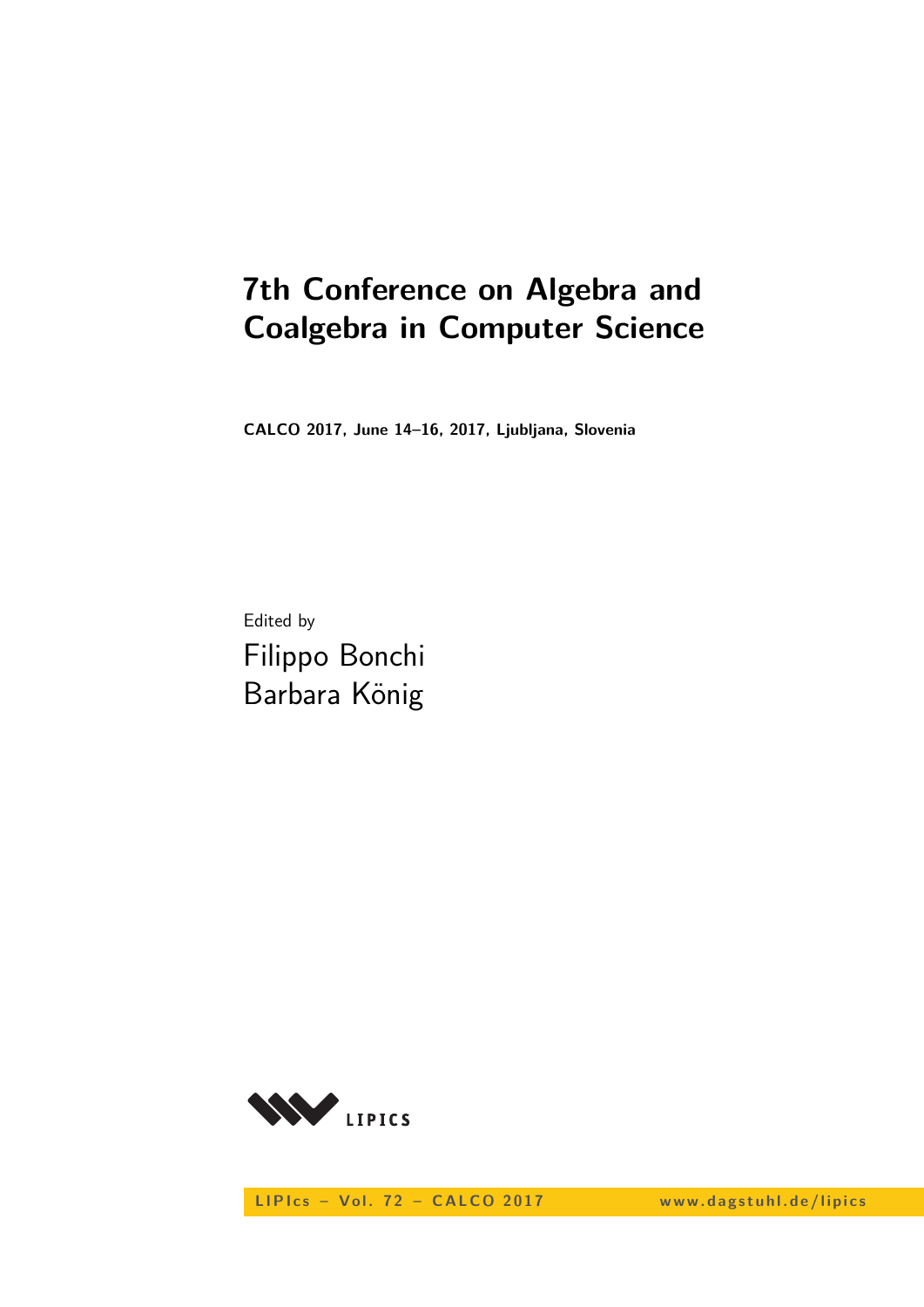# 7th Conference on Algebra and Coalgebra in Computer Science

**CALCO 2017, June 14–16, 2017, Ljubljana, Slovenia**

Edited by

Filippo Bonchi
Barbara König

LIPICS

LIPIcs – Vol. 72 – CALCO 2017 www.dagstuhl.de/lipics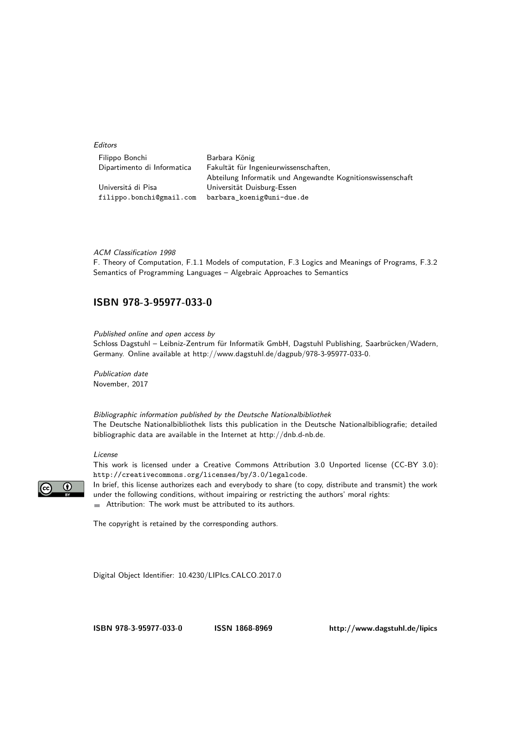*Editors*

| Filippo Bonchi | Barbara König |
|---|---|
| Dipartimento di Informatica | Fakultät für Ingenieurwissenschaften, |
| | Abteilung Informatik und Angewandte Kognitionswissenschaft |
| Universitá di Pisa | Universität Duisburg-Essen |
| filippo.bonchi@gmail.com | barbara_koenig@uni-due.de |

*ACM Classification 1998*
F. Theory of Computation, F.1.1 Models of computation, F.3 Logics and Meanings of Programs, F.3.2 Semantics of Programming Languages – Algebraic Approaches to Semantics

## ISBN 978-3-95977-033-0

*Published online and open access by*
Schloss Dagstuhl – Leibniz-Zentrum für Informatik GmbH, Dagstuhl Publishing, Saarbrücken/Wadern, Germany. Online available at http://www.dagstuhl.de/dagpub/978-3-95977-033-0.

*Publication date*
November, 2017

*Bibliographic information published by the Deutsche Nationalbibliothek*
The Deutsche Nationalbibliothek lists this publication in the Deutsche Nationalbibliografie; detailed bibliographic data are available in the Internet at http://dnb.d-nb.de.

*License*
This work is licensed under a Creative Commons Attribution 3.0 Unported license (CC-BY 3.0): http://creativecommons.org/licenses/by/3.0/legalcode.
In brief, this license authorizes each and everybody to share (to copy, distribute and transmit) the work under the following conditions, without impairing or restricting the authors' moral rights:

- Attribution: The work must be attributed to its authors.

The copyright is retained by the corresponding authors.

Digital Object Identifier: 10.4230/LIPIcs.CALCO.2017.0

**ISBN 978-3-95977-033-0** **ISSN 1868-8969** **http://www.dagstuhl.de/lipics**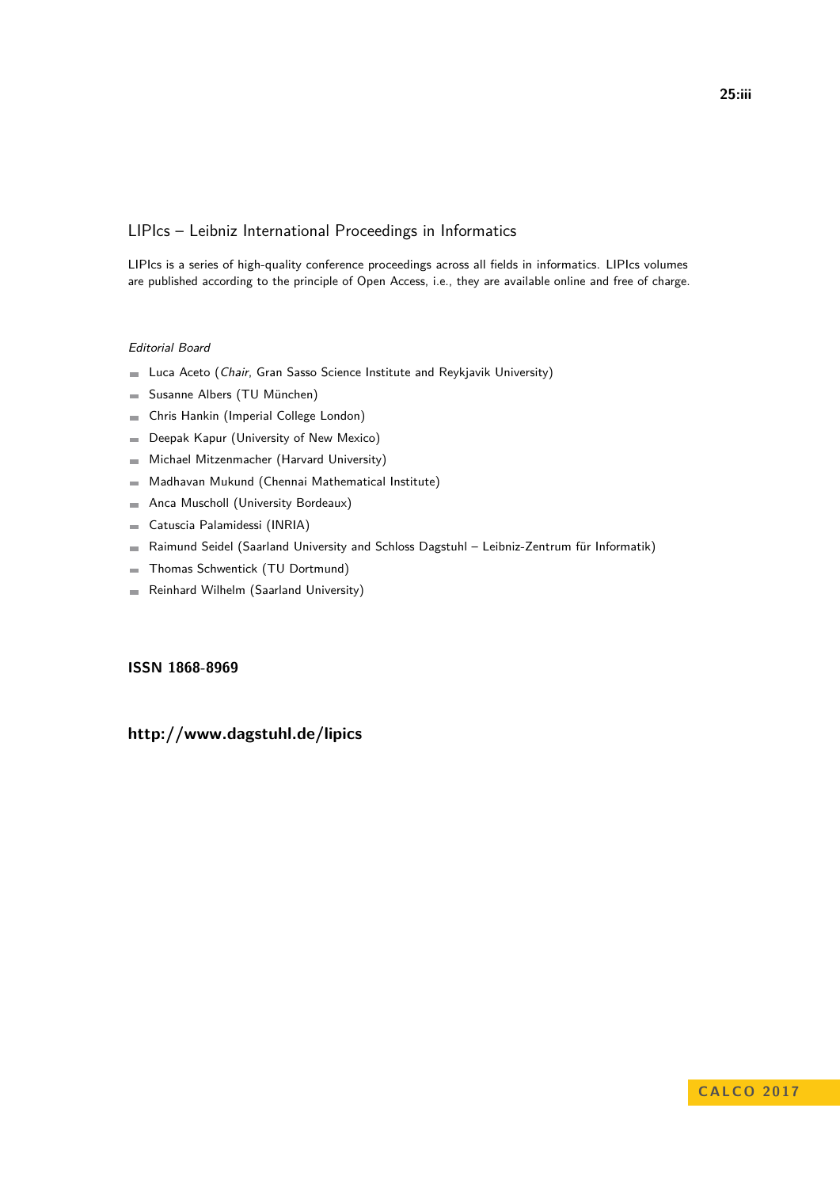## LIPIcs – Leibniz International Proceedings in Informatics

LIPIcs is a series of high-quality conference proceedings across all fields in informatics. LIPIcs volumes are published according to the principle of Open Access, i.e., they are available online and free of charge.

*Editorial Board*

- Luca Aceto (*Chair*, Gran Sasso Science Institute and Reykjavik University)
- Susanne Albers (TU München)
- Chris Hankin (Imperial College London)
- Deepak Kapur (University of New Mexico)
- Michael Mitzenmacher (Harvard University)
- Madhavan Mukund (Chennai Mathematical Institute)
- Anca Muscholl (University Bordeaux)
- Catuscia Palamidessi (INRIA)
- Raimund Seidel (Saarland University and Schloss Dagstuhl – Leibniz-Zentrum für Informatik)
- Thomas Schwentick (TU Dortmund)
- Reinhard Wilhelm (Saarland University)

**ISSN 1868-8969**

**http://www.dagstuhl.de/lipics**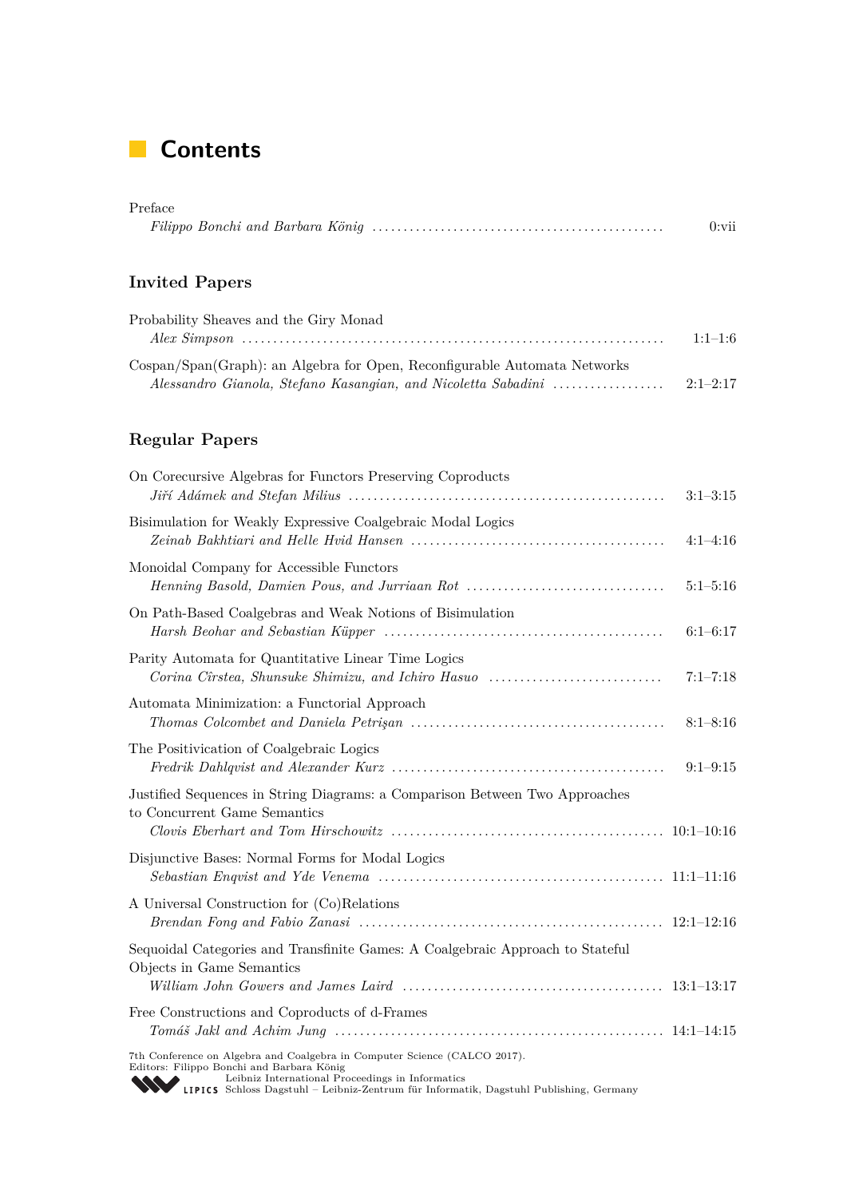# Contents

Preface
*Filippo Bonchi and Barbara König* .............................................. 0:vii

## Invited Papers

Probability Sheaves and the Giry Monad
*Alex Simpson* .............................................. 1:1–1:6

Cospan/Span(Graph): an Algebra for Open, Reconfigurable Automata Networks
*Alessandro Gianola, Stefano Kasangian, and Nicoletta Sabadini* .............................................. 2:1–2:17

## Regular Papers

On Corecursive Algebras for Functors Preserving Coproducts
*Jiří Adámek and Stefan Milius* .............................................. 3:1–3:15

Bisimulation for Weakly Expressive Coalgebraic Modal Logics
*Zeinab Bakhtiari and Helle Hvid Hansen* .............................................. 4:1–4:16

Monoidal Company for Accessible Functors
*Henning Basold, Damien Pous, and Jurriaan Rot* .............................................. 5:1–5:16

On Path-Based Coalgebras and Weak Notions of Bisimulation
*Harsh Beohar and Sebastian Küpper* .............................................. 6:1–6:17

Parity Automata for Quantitative Linear Time Logics
*Corina Cîrstea, Shunsuke Shimizu, and Ichiro Hasuo* .............................................. 7:1–7:18

Automata Minimization: a Functorial Approach
*Thomas Colcombet and Daniela Petrişan* .............................................. 8:1–8:16

The Positivication of Coalgebraic Logics
*Fredrik Dahlqvist and Alexander Kurz* .............................................. 9:1–9:15

Justified Sequences in String Diagrams: a Comparison Between Two Approaches to Concurrent Game Semantics
*Clovis Eberhart and Tom Hirschowitz* .............................................. 10:1–10:16

Disjunctive Bases: Normal Forms for Modal Logics
*Sebastian Enqvist and Yde Venema* .............................................. 11:1–11:16

A Universal Construction for (Co)Relations
*Brendan Fong and Fabio Zanasi* .............................................. 12:1–12:16

Sequoidal Categories and Transfinite Games: A Coalgebraic Approach to Stateful Objects in Game Semantics
*William John Gowers and James Laird* .............................................. 13:1–13:17

Free Constructions and Coproducts of d-Frames
*Tomáš Jakl and Achim Jung* .............................................. 14:1–14:15

7th Conference on Algebra and Coalgebra in Computer Science (CALCO 2017).
Editors: Filippo Bonchi and Barbara König
Leibniz International Proceedings in Informatics
LIPICS Schloss Dagstuhl – Leibniz-Zentrum für Informatik, Dagstuhl Publishing, Germany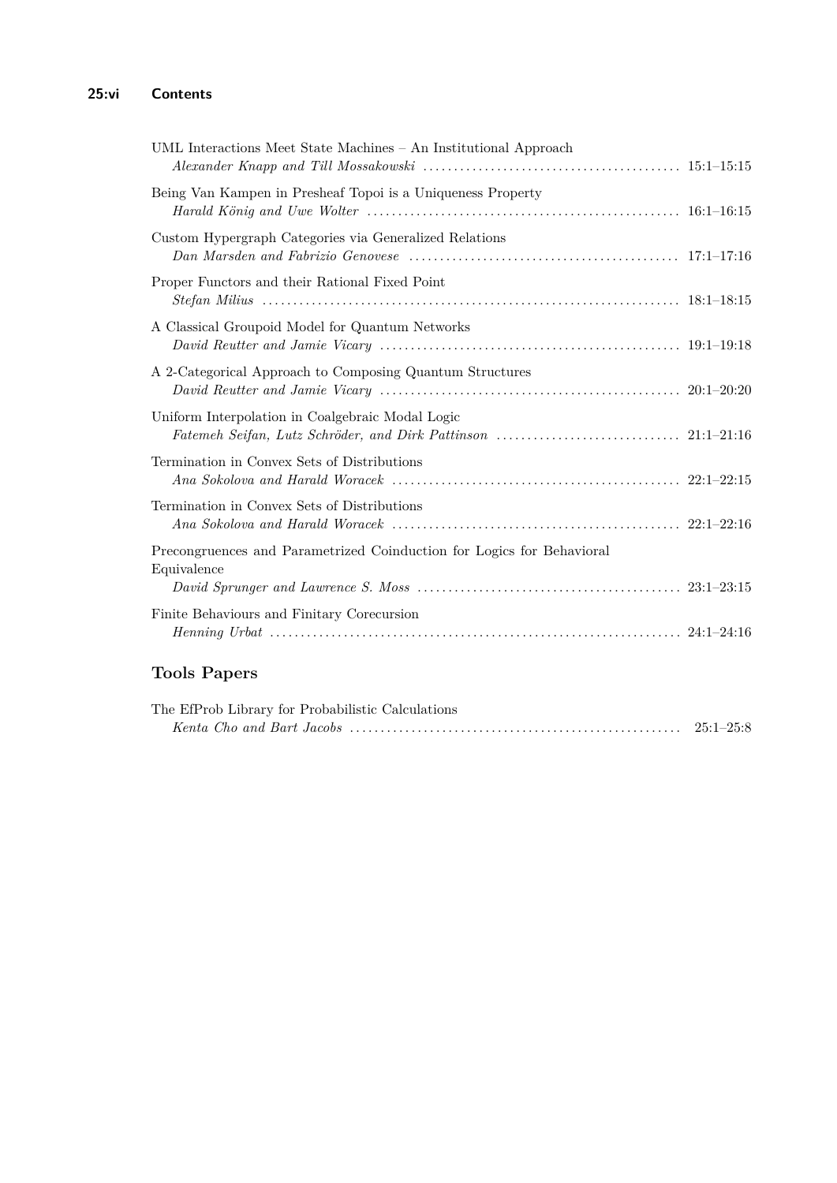UML Interactions Meet State Machines – An Institutional Approach
*Alexander Knapp and Till Mossakowski* .......................................... 15:1–15:15

Being Van Kampen in Presheaf Topoi is a Uniqueness Property
*Harald König and Uwe Wolter* .................................................. 16:1–16:15

Custom Hypergraph Categories via Generalized Relations
*Dan Marsden and Fabrizio Genovese* ............................................ 17:1–17:16

Proper Functors and their Rational Fixed Point
*Stefan Milius* ................................................................ 18:1–18:15

A Classical Groupoid Model for Quantum Networks
*David Reutter and Jamie Vicary* ............................................... 19:1–19:18

A 2-Categorical Approach to Composing Quantum Structures
*David Reutter and Jamie Vicary* ............................................... 20:1–20:20

Uniform Interpolation in Coalgebraic Modal Logic
*Fatemeh Seifan, Lutz Schröder, and Dirk Pattinson* ............................. 21:1–21:16

Termination in Convex Sets of Distributions
*Ana Sokolova and Harald Woracek* ............................................... 22:1–22:15

Termination in Convex Sets of Distributions
*Ana Sokolova and Harald Woracek* ............................................... 22:1–22:16

Precongruences and Parametrized Coinduction for Logics for Behavioral Equivalence
*David Sprunger and Lawrence S. Moss* ........................................... 23:1–23:15

Finite Behaviours and Finitary Corecursion
*Henning Urbat* ................................................................. 24:1–24:16

## Tools Papers

The EfProb Library for Probabilistic Calculations
*Kenta Cho and Bart Jacobs* ..................................................... 25:1–25:8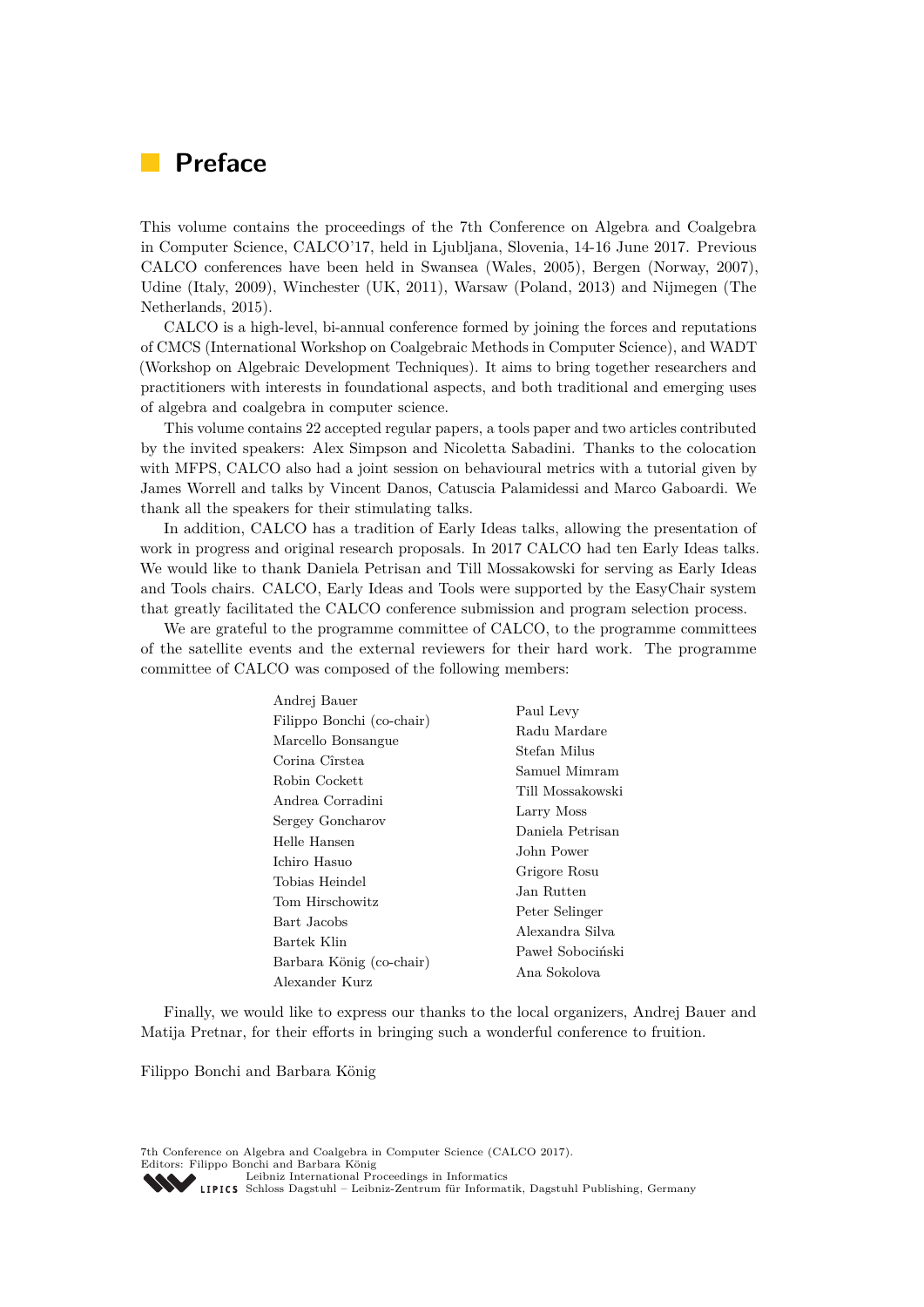# Preface

This volume contains the proceedings of the 7th Conference on Algebra and Coalgebra in Computer Science, CALCO'17, held in Ljubljana, Slovenia, 14-16 June 2017. Previous CALCO conferences have been held in Swansea (Wales, 2005), Bergen (Norway, 2007), Udine (Italy, 2009), Winchester (UK, 2011), Warsaw (Poland, 2013) and Nijmegen (The Netherlands, 2015).

CALCO is a high-level, bi-annual conference formed by joining the forces and reputations of CMCS (International Workshop on Coalgebraic Methods in Computer Science), and WADT (Workshop on Algebraic Development Techniques). It aims to bring together researchers and practitioners with interests in foundational aspects, and both traditional and emerging uses of algebra and coalgebra in computer science.

This volume contains 22 accepted regular papers, a tools paper and two articles contributed by the invited speakers: Alex Simpson and Nicoletta Sabadini. Thanks to the colocation with MFPS, CALCO also had a joint session on behavioural metrics with a tutorial given by James Worrell and talks by Vincent Danos, Catuscia Palamidessi and Marco Gaboardi. We thank all the speakers for their stimulating talks.

In addition, CALCO has a tradition of Early Ideas talks, allowing the presentation of work in progress and original research proposals. In 2017 CALCO had ten Early Ideas talks. We would like to thank Daniela Petrisan and Till Mossakowski for serving as Early Ideas and Tools chairs. CALCO, Early Ideas and Tools were supported by the EasyChair system that greatly facilitated the CALCO conference submission and program selection process.

We are grateful to the programme committee of CALCO, to the programme committees of the satellite events and the external reviewers for their hard work. The programme committee of CALCO was composed of the following members:

- Andrej Bauer
- Filippo Bonchi (co-chair)
- Marcello Bonsangue
- Corina Cîrstea
- Robin Cockett
- Andrea Corradini
- Sergey Goncharov
- Helle Hansen
- Ichiro Hasuo
- Tobias Heindel
- Tom Hirschowitz
- Bart Jacobs
- Bartek Klin
- Barbara König (co-chair)
- Alexander Kurz
- Paul Levy
- Radu Mardare
- Stefan Milus
- Samuel Mimram
- Till Mossakowski
- Larry Moss
- Daniela Petrisan
- John Power
- Grigore Rosu
- Jan Rutten
- Peter Selinger
- Alexandra Silva
- Paweł Sobociński
- Ana Sokolova

Finally, we would like to express our thanks to the local organizers, Andrej Bauer and Matija Pretnar, for their efforts in bringing such a wonderful conference to fruition.

Filippo Bonchi and Barbara König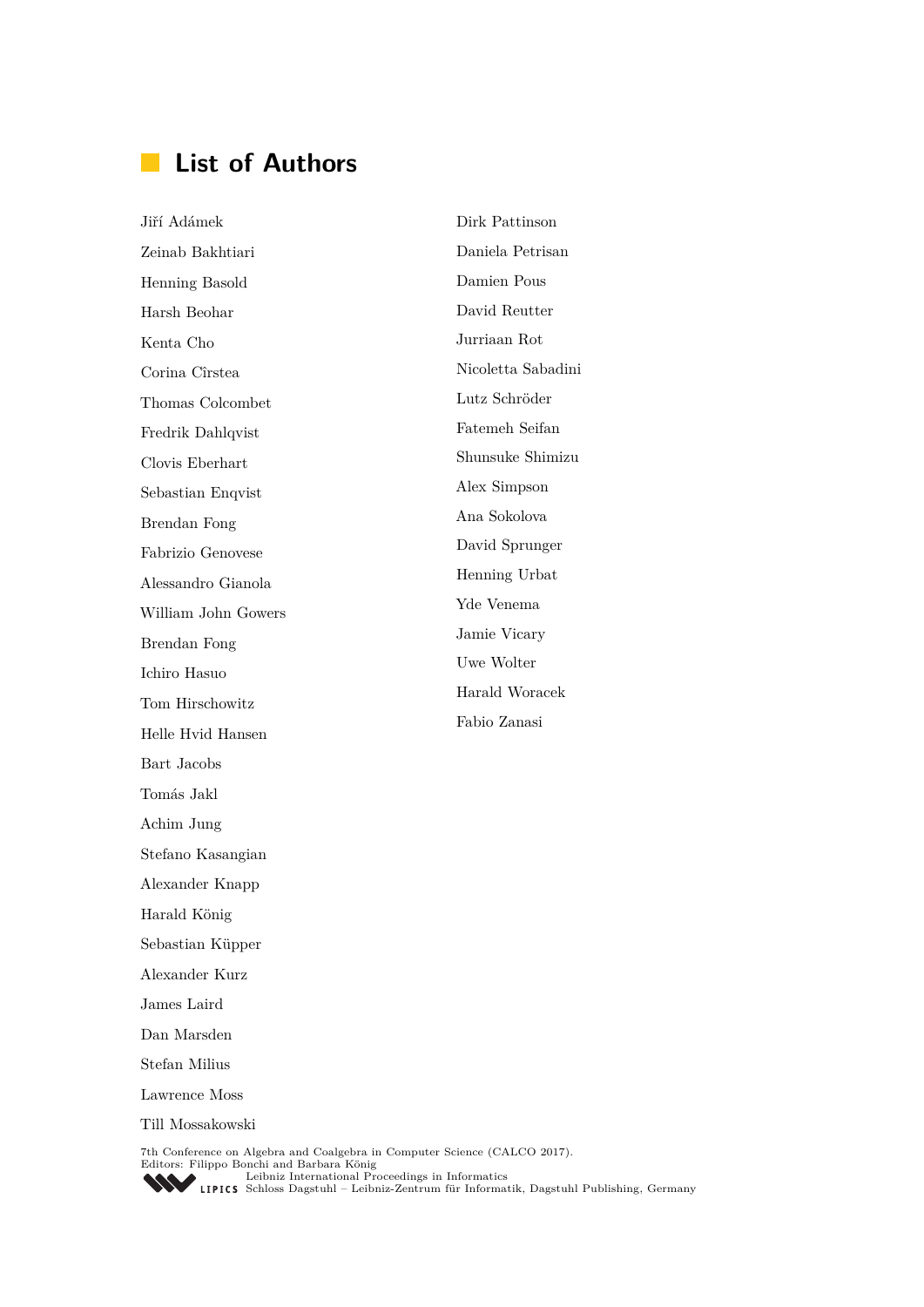# List of Authors

Jiří Adámek

Zeinab Bakhtiari

Henning Basold

Harsh Beohar

Kenta Cho

Corina Cîrstea

Thomas Colcombet

Fredrik Dahlqvist

Clovis Eberhart

Sebastian Enqvist

Brendan Fong

Fabrizio Genovese

Alessandro Gianola

William John Gowers

Brendan Fong

Ichiro Hasuo

Tom Hirschowitz

Helle Hvid Hansen

Bart Jacobs

Tomás Jakl

Achim Jung

Stefano Kasangian

Alexander Knapp

Harald König

Sebastian Küpper

Alexander Kurz

James Laird

Dan Marsden

Stefan Milius

Lawrence Moss

Till Mossakowski

Dirk Pattinson

Daniela Petrisan

Damien Pous

David Reutter

Jurriaan Rot

Nicoletta Sabadini

Lutz Schröder

Fatemeh Seifan

Shunsuke Shimizu

Alex Simpson

Ana Sokolova

David Sprunger

Henning Urbat

Yde Venema

Jamie Vicary

Uwe Wolter

Harald Woracek

Fabio Zanasi